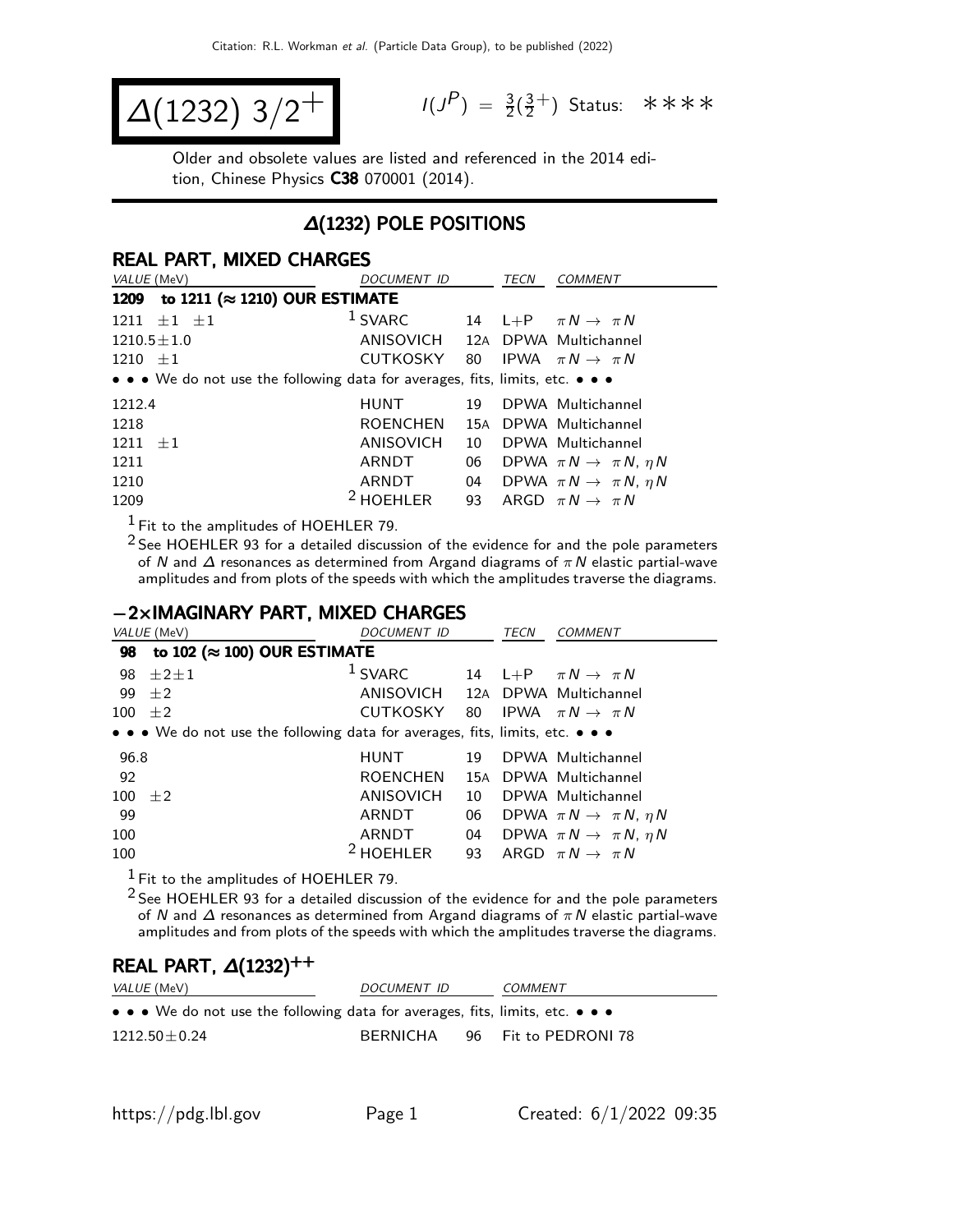# $\Delta(1232)$ $3/2^+$

$I(J^P) = \frac{3}{2}(\frac{3}{2}^+)$ Status: ∗∗∗∗

Older and obsolete values are listed and referenced in the 2014 edition, Chinese Physics **C38** 070001 (2014).

## $\Delta(1232)$ POLE POSITIONS

### REAL PART, MIXED CHARGES

| VALUE (MeV) | DOCUMENT ID | | TECN | COMMENT |
|---|---|---|---|---|
| **1209 to 1211 (≈ 1210) OUR ESTIMATE** | | | | |
| 1211 ±1 ±1 | [1] SVARC | 14 | L+P | $\pi N \to \pi N$ |
| 1210.5±1.0 | ANISOVICH | 12A | DPWA | Multichannel |
| 1210 ±1 | CUTKOSKY | 80 | IPWA | $\pi N \to \pi N$ |
| • • • We do not use the following data for averages, fits, limits, etc. • • • | | | | |
| 1212.4 | HUNT | 19 | DPWA | Multichannel |
| 1218 | ROENCHEN | 15A | DPWA | Multichannel |
| 1211 ±1 | ANISOVICH | 10 | DPWA | Multichannel |
| 1211 | ARNDT | 06 | DPWA | $\pi N \to \pi N$, $\eta N$ |
| 1210 | ARNDT | 04 | DPWA | $\pi N \to \pi N$, $\eta N$ |
| 1209 | [2] HOEHLER | 93 | ARGD | $\pi N \to \pi N$ |

[1] Fit to the amplitudes of HOEHLER 79.

[2] See HOEHLER 93 for a detailed discussion of the evidence for and the pole parameters of $N$ and $\Delta$ resonances as determined from Argand diagrams of $\pi N$ elastic partial-wave amplitudes and from plots of the speeds with which the amplitudes traverse the diagrams.

### −2×IMAGINARY PART, MIXED CHARGES

| VALUE (MeV) | DOCUMENT ID | | TECN | COMMENT |
|---|---|---|---|---|
| **98 to 102 (≈ 100) OUR ESTIMATE** | | | | |
| 98 ±2±1 | [1] SVARC | 14 | L+P | $\pi N \to \pi N$ |
| 99 ±2 | ANISOVICH | 12A | DPWA | Multichannel |
| 100 ±2 | CUTKOSKY | 80 | IPWA | $\pi N \to \pi N$ |
| • • • We do not use the following data for averages, fits, limits, etc. • • • | | | | |
| 96.8 | HUNT | 19 | DPWA | Multichannel |
| 92 | ROENCHEN | 15A | DPWA | Multichannel |
| 100 ±2 | ANISOVICH | 10 | DPWA | Multichannel |
| 99 | ARNDT | 06 | DPWA | $\pi N \to \pi N$, $\eta N$ |
| 100 | ARNDT | 04 | DPWA | $\pi N \to \pi N$, $\eta N$ |
| 100 | [2] HOEHLER | 93 | ARGD | $\pi N \to \pi N$ |

[1] Fit to the amplitudes of HOEHLER 79.

[2] See HOEHLER 93 for a detailed discussion of the evidence for and the pole parameters of $N$ and $\Delta$ resonances as determined from Argand diagrams of $\pi N$ elastic partial-wave amplitudes and from plots of the speeds with which the amplitudes traverse the diagrams.

### REAL PART, $\Delta(1232)^{++}$

| VALUE (MeV) | DOCUMENT ID | | COMMENT |
|---|---|---|---|
| • • • We do not use the following data for averages, fits, limits, etc. • • • | | | |
| 1212.50±0.24 | BERNICHA | 96 | Fit to PEDRONI 78 |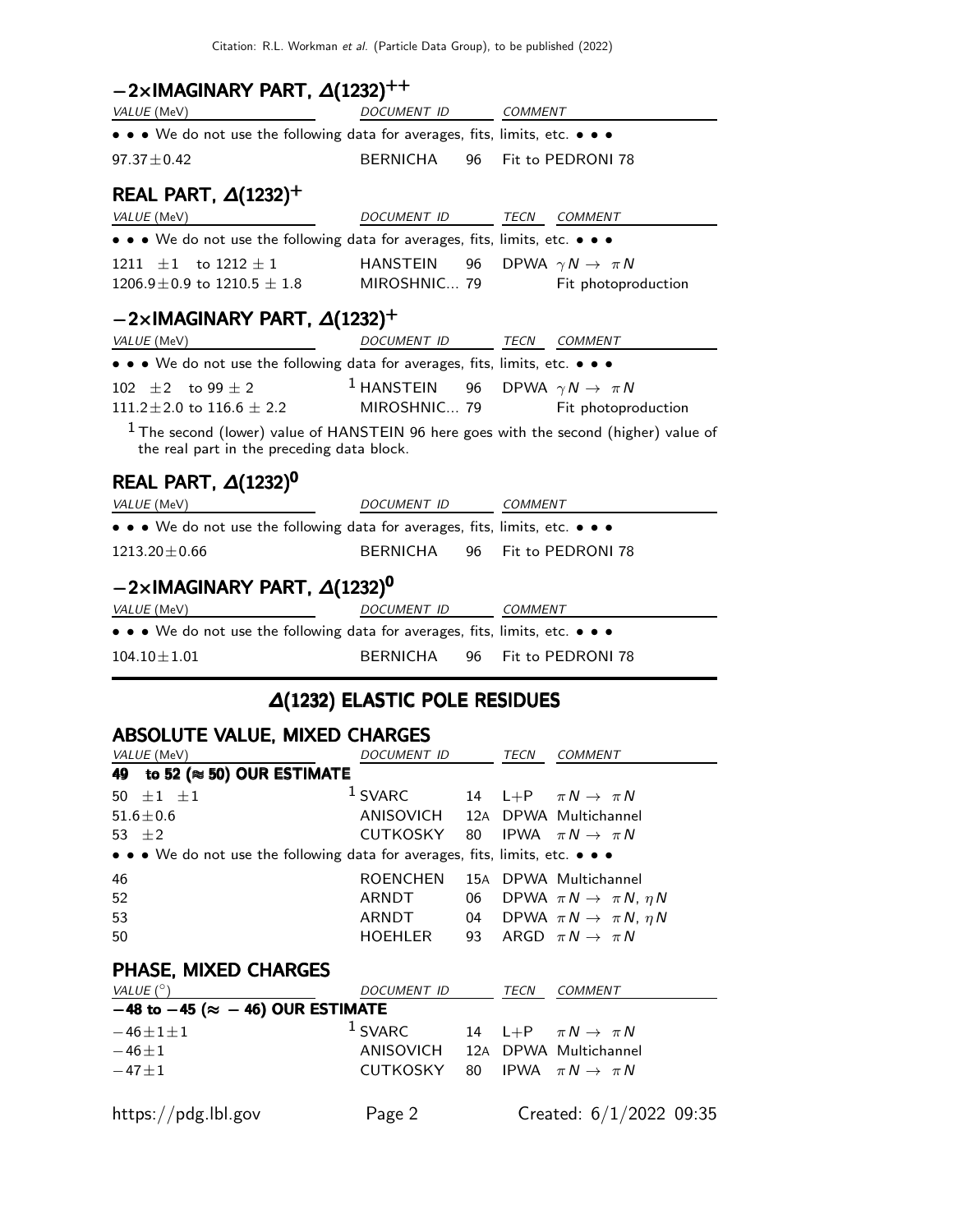## $-2\times$IMAGINARY PART, $\Delta(1232)^{++}$

| VALUE (MeV) | DOCUMENT ID | | COMMENT |
|---|---|---|---|
| • • • We do not use the following data for averages, fits, limits, etc. • • • | | | |
| $97.37\pm0.42$ | BERNICHA | 96 | Fit to PEDRONI 78 |

## REAL PART, $\Delta(1232)^{+}$

| VALUE (MeV) | DOCUMENT ID | | TECN | COMMENT |
|---|---|---|---|---|
| • • • We do not use the following data for averages, fits, limits, etc. • • • | | | | |
| $1211 \pm1$ to $1212\pm1$ | HANSTEIN | 96 | DPWA | $\gamma N \to \pi N$ |
| $1206.9\pm0.9$ to $1210.5\pm1.8$ | MIROSHNIC... | 79 | | Fit photoproduction |

## $-2\times$IMAGINARY PART, $\Delta(1232)^{+}$

| VALUE (MeV) | DOCUMENT ID | | TECN | COMMENT |
|---|---|---|---|---|
| • • • We do not use the following data for averages, fits, limits, etc. • • • | | | | |
| $102 \pm2$ to $99\pm2$ | [1] HANSTEIN | 96 | DPWA | $\gamma N \to \pi N$ |
| $111.2\pm2.0$ to $116.6\pm2.2$ | MIROSHNIC... | 79 | | Fit photoproduction |

[1] The second (lower) value of HANSTEIN 96 here goes with the second (higher) value of the real part in the preceding data block.

## REAL PART, $\Delta(1232)^{0}$

| VALUE (MeV) | DOCUMENT ID | | COMMENT |
|---|---|---|---|
| • • • We do not use the following data for averages, fits, limits, etc. • • • | | | |
| $1213.20\pm0.66$ | BERNICHA | 96 | Fit to PEDRONI 78 |

## $-2\times$IMAGINARY PART, $\Delta(1232)^{0}$

| VALUE (MeV) | DOCUMENT ID | | COMMENT |
|---|---|---|---|
| • • • We do not use the following data for averages, fits, limits, etc. • • • | | | |
| $104.10\pm1.01$ | BERNICHA | 96 | Fit to PEDRONI 78 |

# $\Delta(1232)$ ELASTIC POLE RESIDUES

## ABSOLUTE VALUE, MIXED CHARGES

| VALUE (MeV) | DOCUMENT ID | | TECN | COMMENT |
|---|---|---|---|---|
| **49 to 52 (≈ 50) OUR ESTIMATE** | | | | |
| $50 \pm1 \pm1$ | [1] SVARC | 14 | L+P | $\pi N \to \pi N$ |
| $51.6\pm0.6$ | ANISOVICH | 12A | DPWA | Multichannel |
| $53 \pm2$ | CUTKOSKY | 80 | IPWA | $\pi N \to \pi N$ |
| • • • We do not use the following data for averages, fits, limits, etc. • • • | | | | |
| 46 | ROENCHEN | 15A | DPWA | Multichannel |
| 52 | ARNDT | 06 | DPWA | $\pi N \to \pi N$, $\eta N$ |
| 53 | ARNDT | 04 | DPWA | $\pi N \to \pi N$, $\eta N$ |
| 50 | HOEHLER | 93 | ARGD | $\pi N \to \pi N$ |

## PHASE, MIXED CHARGES

| VALUE (°) | DOCUMENT ID | | TECN | COMMENT |
|---|---|---|---|---|
| **−48 to −45 (≈ −46) OUR ESTIMATE** | | | | |
| $-46\pm1\pm1$ | [1] SVARC | 14 | L+P | $\pi N \to \pi N$ |
| $-46\pm1$ | ANISOVICH | 12A | DPWA | Multichannel |
| $-47\pm1$ | CUTKOSKY | 80 | IPWA | $\pi N \to \pi N$ |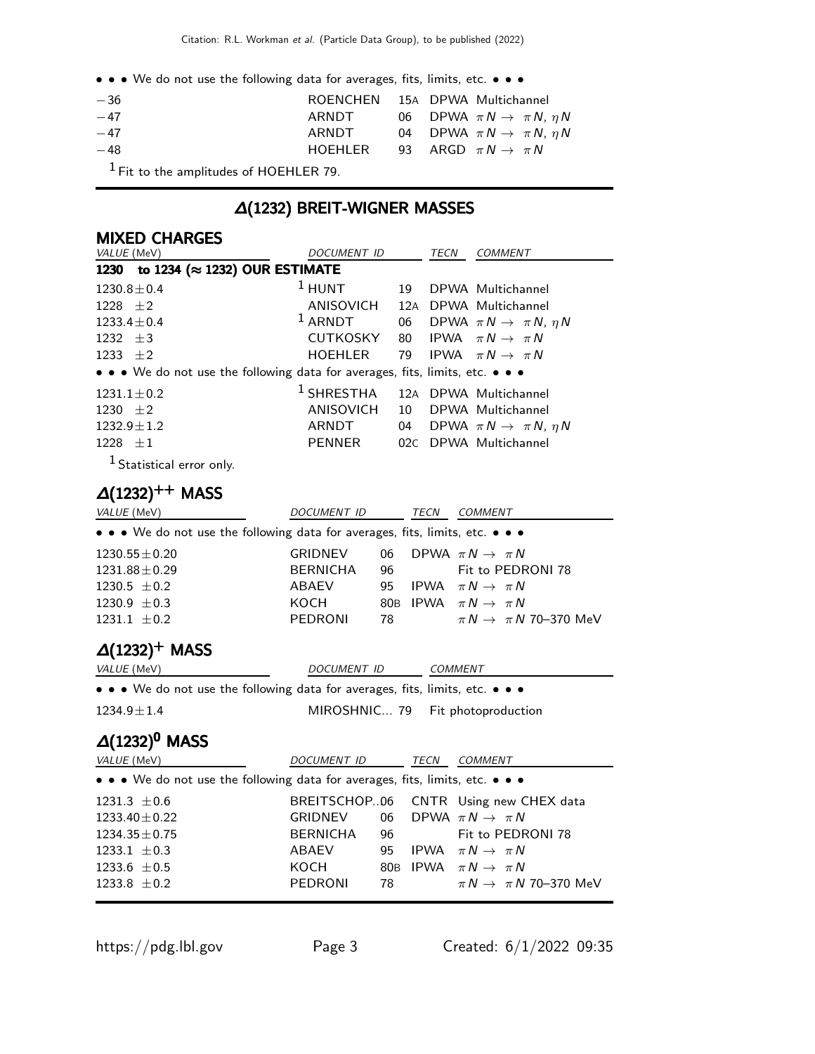• • • We do not use the following data for averages, fits, limits, etc. • • •

| | | | |
|---|---|---|---|
| −36 | ROENCHEN | 15A | DPWA Multichannel |
| −47 | ARNDT | 06 | DPWA $\pi N \rightarrow \pi N, \eta N$ |
| −47 | ARNDT | 04 | DPWA $\pi N \rightarrow \pi N, \eta N$ |
| −48 | HOEHLER | 93 | ARGD $\pi N \rightarrow \pi N$ |

[1] Fit to the amplitudes of HOEHLER 79.

## Δ(1232) BREIT-WIGNER MASSES

### MIXED CHARGES

| *VALUE* (MeV) | *DOCUMENT ID* | | *TECN* | *COMMENT* |
|---|---|---|---|---|
| **1230 to 1234 (≈ 1232) OUR ESTIMATE** | | | | |
| 1230.8±0.4 | [1] HUNT | 19 | DPWA | Multichannel |
| 1228 ±2 | ANISOVICH | 12A | DPWA | Multichannel |
| 1233.4±0.4 | [1] ARNDT | 06 | DPWA | $\pi N \rightarrow \pi N, \eta N$ |
| 1232 ±3 | CUTKOSKY | 80 | IPWA | $\pi N \rightarrow \pi N$ |
| 1233 ±2 | HOEHLER | 79 | IPWA | $\pi N \rightarrow \pi N$ |
| • • • We do not use the following data for averages, fits, limits, etc. • • • | | | | |
| 1231.1±0.2 | [1] SHRESTHA | 12A | DPWA | Multichannel |
| 1230 ±2 | ANISOVICH | 10 | DPWA | Multichannel |
| 1232.9±1.2 | ARNDT | 04 | DPWA | $\pi N \rightarrow \pi N, \eta N$ |
| 1228 ±1 | PENNER | 02C | DPWA | Multichannel |

[1] Statistical error only.

## Δ(1232)$^{++}$ MASS

| *VALUE* (MeV) | *DOCUMENT ID* | | *TECN* | *COMMENT* |
|---|---|---|---|---|
| • • • We do not use the following data for averages, fits, limits, etc. • • • | | | | |
| 1230.55±0.20 | GRIDNEV | 06 | DPWA | $\pi N \rightarrow \pi N$ |
| 1231.88±0.29 | BERNICHA | 96 | | Fit to PEDRONI 78 |
| 1230.5 ±0.2 | ABAEV | 95 | IPWA | $\pi N \rightarrow \pi N$ |
| 1230.9 ±0.3 | KOCH | 80B | IPWA | $\pi N \rightarrow \pi N$ |
| 1231.1 ±0.2 | PEDRONI | 78 | | $\pi N \rightarrow \pi N$ 70–370 MeV |

## Δ(1232)$^{+}$ MASS

| *VALUE* (MeV) | *DOCUMENT ID* | | *COMMENT* |
|---|---|---|---|
| • • • We do not use the following data for averages, fits, limits, etc. • • • | | | |
| 1234.9±1.4 | MIROSHNIC... | 79 | Fit photoproduction |

## Δ(1232)$^{0}$ MASS

| *VALUE* (MeV) | *DOCUMENT ID* | | *TECN* | *COMMENT* |
|---|---|---|---|---|
| • • • We do not use the following data for averages, fits, limits, etc. • • • | | | | |
| 1231.3 ±0.6 | BREITSCHOP.. | 06 | CNTR | Using new CHEX data |
| 1233.40±0.22 | GRIDNEV | 06 | DPWA | $\pi N \rightarrow \pi N$ |
| 1234.35±0.75 | BERNICHA | 96 | | Fit to PEDRONI 78 |
| 1233.1 ±0.3 | ABAEV | 95 | IPWA | $\pi N \rightarrow \pi N$ |
| 1233.6 ±0.5 | KOCH | 80B | IPWA | $\pi N \rightarrow \pi N$ |
| 1233.8 ±0.2 | PEDRONI | 78 | | $\pi N \rightarrow \pi N$ 70–370 MeV |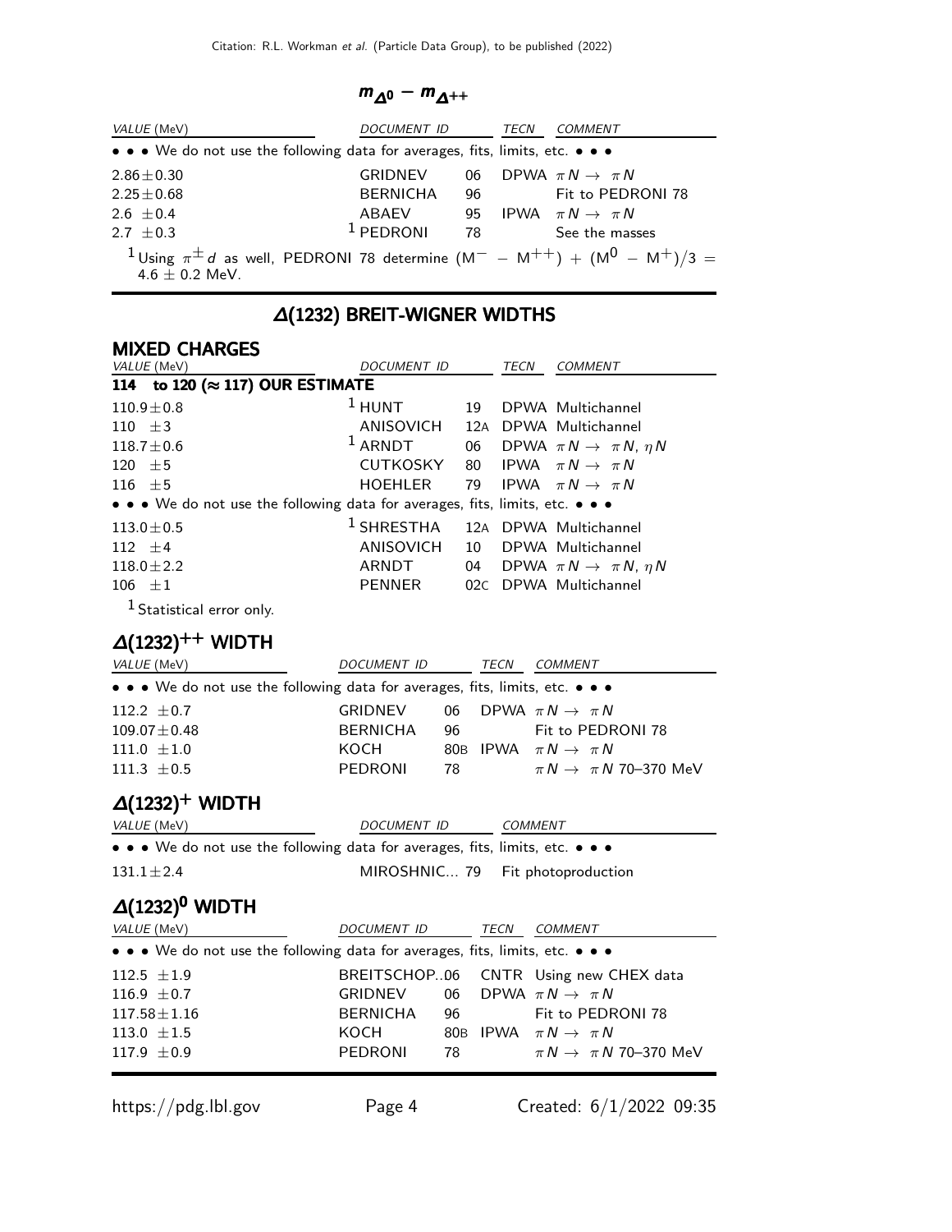## $m_{\Delta^0} - m_{\Delta^{++}}$

| VALUE (MeV) | DOCUMENT ID | | TECN | COMMENT |
|---|---|---|---|---|
| • • • We do not use the following data for averages, fits, limits, etc. • • • | | | | |
| $2.86 \pm 0.30$ | GRIDNEV | 06 | DPWA | $\pi N \rightarrow \pi N$ |
| $2.25 \pm 0.68$ | BERNICHA | 96 | | Fit to PEDRONI 78 |
| $2.6 \pm 0.4$ | ABAEV | 95 | IPWA | $\pi N \rightarrow \pi N$ |
| $2.7 \pm 0.3$ | [1] PEDRONI | 78 | | See the masses |

[1] Using $\pi^{\pm} d$ as well, PEDRONI 78 determine $(M^- - M^{++}) + (M^0 - M^+)/3 = 4.6 \pm 0.2$ MeV.

## Δ(1232) BREIT-WIGNER WIDTHS

### MIXED CHARGES

| VALUE (MeV) | DOCUMENT ID | | TECN | COMMENT |
|---|---|---|---|---|
| **114 to 120 (≈ 117) OUR ESTIMATE** | | | | |
| $110.9 \pm 0.8$ | [1] HUNT | 19 | DPWA | Multichannel |
| $110 \pm 3$ | ANISOVICH | 12A | DPWA | Multichannel |
| $118.7 \pm 0.6$ | [1] ARNDT | 06 | DPWA | $\pi N \rightarrow \pi N$, $\eta N$ |
| $120 \pm 5$ | CUTKOSKY | 80 | IPWA | $\pi N \rightarrow \pi N$ |
| $116 \pm 5$ | HOEHLER | 79 | IPWA | $\pi N \rightarrow \pi N$ |
| • • • We do not use the following data for averages, fits, limits, etc. • • • | | | | |
| $113.0 \pm 0.5$ | [1] SHRESTHA | 12A | DPWA | Multichannel |
| $112 \pm 4$ | ANISOVICH | 10 | DPWA | Multichannel |
| $118.0 \pm 2.2$ | ARNDT | 04 | DPWA | $\pi N \rightarrow \pi N$, $\eta N$ |
| $106 \pm 1$ | PENNER | 02C | DPWA | Multichannel |

[1] Statistical error only.

## Δ(1232)$^{++}$ WIDTH

| VALUE (MeV) | DOCUMENT ID | | TECN | COMMENT |
|---|---|---|---|---|
| • • • We do not use the following data for averages, fits, limits, etc. • • • | | | | |
| $112.2 \pm 0.7$ | GRIDNEV | 06 | DPWA | $\pi N \rightarrow \pi N$ |
| $109.07 \pm 0.48$ | BERNICHA | 96 | | Fit to PEDRONI 78 |
| $111.0 \pm 1.0$ | KOCH | 80B | IPWA | $\pi N \rightarrow \pi N$ |
| $111.3 \pm 0.5$ | PEDRONI | 78 | | $\pi N \rightarrow \pi N$ 70–370 MeV |

## Δ(1232)$^{+}$ WIDTH

| VALUE (MeV) | DOCUMENT ID | | COMMENT |
|---|---|---|---|
| • • • We do not use the following data for averages, fits, limits, etc. • • • | | | |
| $131.1 \pm 2.4$ | MIROSHNIC... | 79 | Fit photoproduction |

## Δ(1232)$^{0}$ WIDTH

| VALUE (MeV) | DOCUMENT ID | | TECN | COMMENT |
|---|---|---|---|---|
| • • • We do not use the following data for averages, fits, limits, etc. • • • | | | | |
| $112.5 \pm 1.9$ | BREITSCHOP.. | 06 | CNTR | Using new CHEX data |
| $116.9 \pm 0.7$ | GRIDNEV | 06 | DPWA | $\pi N \rightarrow \pi N$ |
| $117.58 \pm 1.16$ | BERNICHA | 96 | | Fit to PEDRONI 78 |
| $113.0 \pm 1.5$ | KOCH | 80B | IPWA | $\pi N \rightarrow \pi N$ |
| $117.9 \pm 0.9$ | PEDRONI | 78 | | $\pi N \rightarrow \pi N$ 70–370 MeV |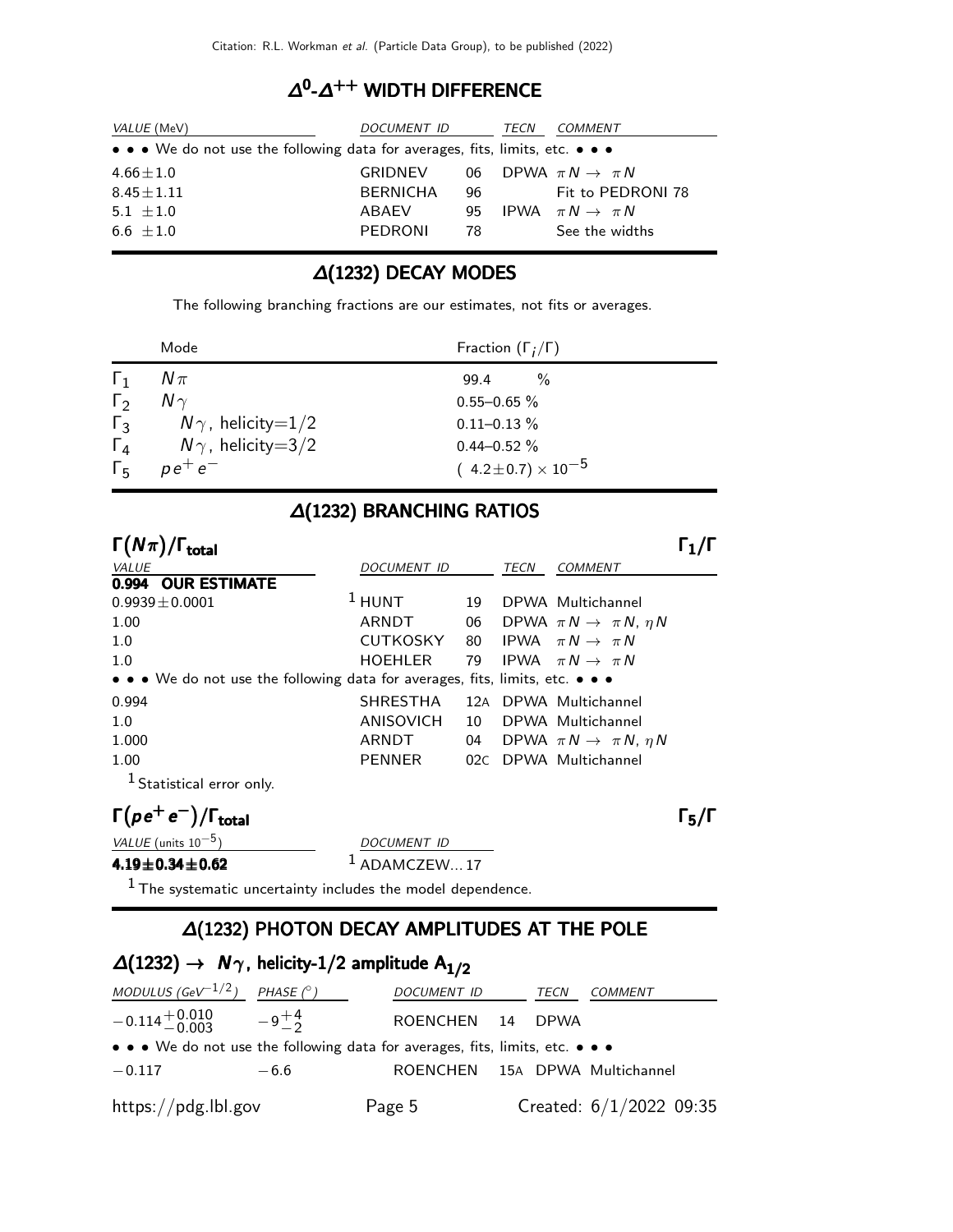## $\Delta^0$-$\Delta^{++}$ WIDTH DIFFERENCE

| VALUE (MeV) | DOCUMENT ID | | TECN | COMMENT |
|---|---|---|---|---|
| • • • We do not use the following data for averages, fits, limits, etc. • • • | | | | |
| $4.66 \pm 1.0$ | GRIDNEV | 06 | DPWA | $\pi N \rightarrow \pi N$ |
| $8.45 \pm 1.11$ | BERNICHA | 96 | | Fit to PEDRONI 78 |
| $5.1 \pm 1.0$ | ABAEV | 95 | IPWA | $\pi N \rightarrow \pi N$ |
| $6.6 \pm 1.0$ | PEDRONI | 78 | | See the widths |

## $\Delta$(1232) DECAY MODES

The following branching fractions are our estimates, not fits or averages.

| | Mode | Fraction ($\Gamma_i/\Gamma$) |
|---|---|---|
| $\Gamma_1$ | $N\pi$ | 99.4 % |
| $\Gamma_2$ | $N\gamma$ | 0.55–0.65 % |
| $\Gamma_3$ | $N\gamma$, helicity=1/2 | 0.11–0.13 % |
| $\Gamma_4$ | $N\gamma$, helicity=3/2 | 0.44–0.52 % |
| $\Gamma_5$ | $pe^+e^-$ | $(4.2 \pm 0.7) \times 10^{-5}$ |

## $\Delta$(1232) BRANCHING RATIOS

### $\Gamma(N\pi)/\Gamma_{\text{total}}$ $\quad\Gamma_1/\Gamma$

| VALUE | DOCUMENT ID | | TECN | COMMENT |
|---|---|---|---|---|
| **0.994 OUR ESTIMATE** | | | | |
| $0.9939 \pm 0.0001$ | [1] HUNT | 19 | DPWA | Multichannel |
| 1.00 | ARNDT | 06 | DPWA | $\pi N \rightarrow \pi N$, $\eta N$ |
| 1.0 | CUTKOSKY | 80 | IPWA | $\pi N \rightarrow \pi N$ |
| 1.0 | HOEHLER | 79 | IPWA | $\pi N \rightarrow \pi N$ |
| • • • We do not use the following data for averages, fits, limits, etc. • • • | | | | |
| 0.994 | SHRESTHA | 12A | DPWA | Multichannel |
| 1.0 | ANISOVICH | 10 | DPWA | Multichannel |
| 1.000 | ARNDT | 04 | DPWA | $\pi N \rightarrow \pi N$, $\eta N$ |
| 1.00 | PENNER | 02C | DPWA | Multichannel |

[1] Statistical error only.

### $\Gamma(pe^+e^-)/\Gamma_{\text{total}}$ $\quad\Gamma_5/\Gamma$

| VALUE (units $10^{-5}$) | DOCUMENT ID |
|---|---|
| **$4.19 \pm 0.34 \pm 0.62$** | [1] ADAMCZEW...17 |

[1] The systematic uncertainty includes the model dependence.

## $\Delta$(1232) PHOTON DECAY AMPLITUDES AT THE POLE

### $\Delta(1232) \rightarrow N\gamma$, helicity-1/2 amplitude $A_{1/2}$

| MODULUS (GeV$^{-1/2}$) | PHASE (°) | DOCUMENT ID | | TECN | COMMENT |
|---|---|---|---|---|---|
| $-0.114^{+0.010}_{-0.003}$ | $-9^{+4}_{-2}$ | ROENCHEN | 14 | DPWA | |
| • • • We do not use the following data for averages, fits, limits, etc. • • • | | | | | |
| $-0.117$ | $-6.6$ | ROENCHEN | 15A | DPWA | Multichannel |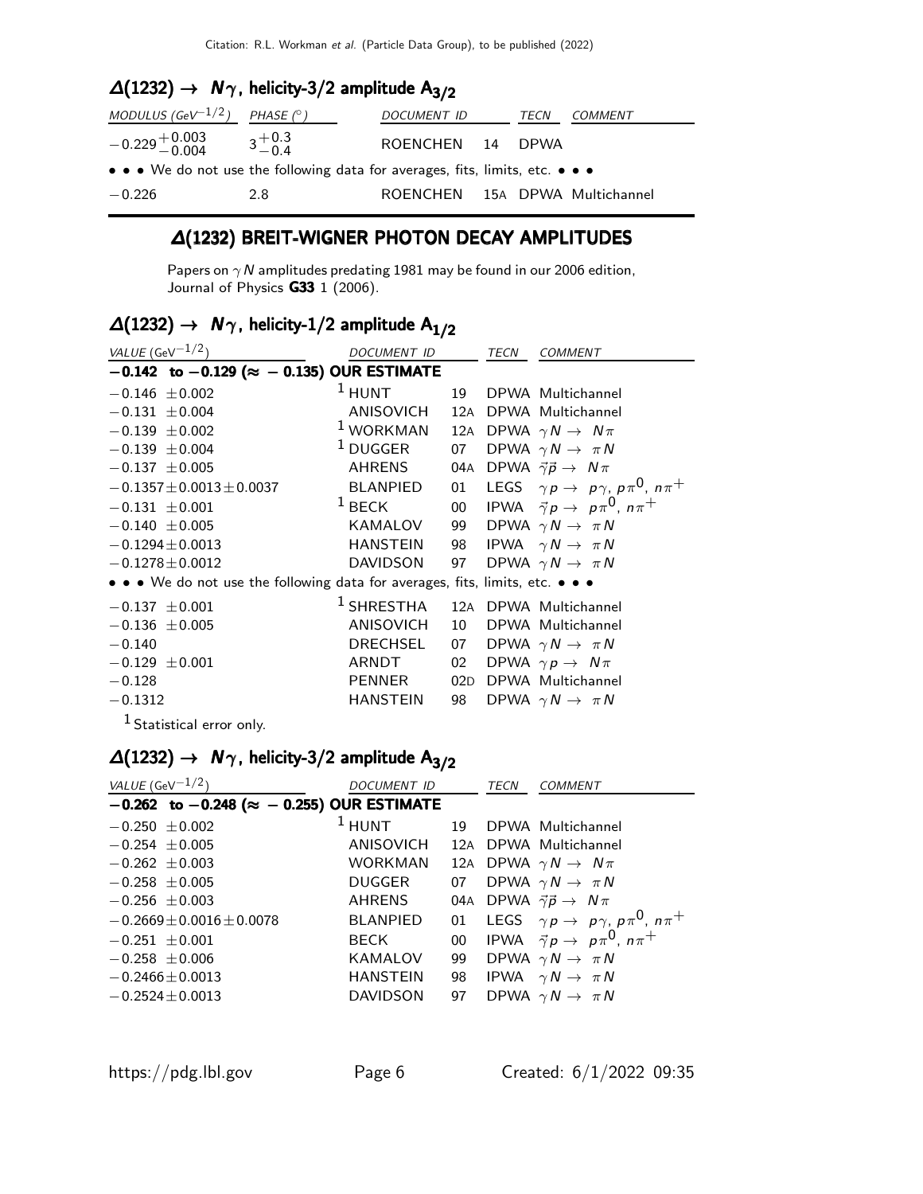### $\Delta(1232) \to N\gamma$, helicity-3/2 amplitude $A_{3/2}$

| MODULUS ($GeV^{-1/2}$) | PHASE (°) | DOCUMENT ID | | TECN | COMMENT |
|---|---|---|---|---|---|
| $-0.229^{+0.003}_{-0.004}$ | $3^{+0.3}_{-0.4}$ | ROENCHEN | 14 | DPWA | |
| • • • We do not use the following data for averages, fits, limits, etc. • • • | | | | | |
| $-0.226$ | 2.8 | ROENCHEN | 15A | DPWA | Multichannel |

## Δ(1232) BREIT-WIGNER PHOTON DECAY AMPLITUDES

Papers on $\gamma N$ amplitudes predating 1981 may be found in our 2006 edition, Journal of Physics **G33** 1 (2006).

### $\Delta(1232) \to N\gamma$, helicity-1/2 amplitude $A_{1/2}$

| VALUE ($GeV^{-1/2}$) | DOCUMENT ID | | TECN | COMMENT |
|---|---|---|---|---|
| **−0.142 to −0.129 (≈ −0.135) OUR ESTIMATE** | | | | |
| $-0.146 \pm 0.002$ | [1] HUNT | 19 | DPWA | Multichannel |
| $-0.131 \pm 0.004$ | ANISOVICH | 12A | DPWA | Multichannel |
| $-0.139 \pm 0.002$ | [1] WORKMAN | 12A | DPWA | $\gamma N \to N\pi$ |
| $-0.139 \pm 0.004$ | [1] DUGGER | 07 | DPWA | $\gamma N \to \pi N$ |
| $-0.137 \pm 0.005$ | AHRENS | 04A | DPWA | $\vec{\gamma}\vec{p} \to N\pi$ |
| $-0.1357 \pm 0.0013 \pm 0.0037$ | BLANPIED | 01 | LEGS | $\gamma p \to p\gamma$, $p\pi^0$, $n\pi^+$ |
| $-0.131 \pm 0.001$ | [1] BECK | 00 | IPWA | $\vec{\gamma}p \to p\pi^0$, $n\pi^+$ |
| $-0.140 \pm 0.005$ | KAMALOV | 99 | DPWA | $\gamma N \to \pi N$ |
| $-0.1294 \pm 0.0013$ | HANSTEIN | 98 | IPWA | $\gamma N \to \pi N$ |
| $-0.1278 \pm 0.0012$ | DAVIDSON | 97 | DPWA | $\gamma N \to \pi N$ |
| • • • We do not use the following data for averages, fits, limits, etc. • • • | | | | |
| $-0.137 \pm 0.001$ | [1] SHRESTHA | 12A | DPWA | Multichannel |
| $-0.136 \pm 0.005$ | ANISOVICH | 10 | DPWA | Multichannel |
| $-0.140$ | DRECHSEL | 07 | DPWA | $\gamma N \to \pi N$ |
| $-0.129 \pm 0.001$ | ARNDT | 02 | DPWA | $\gamma p \to N\pi$ |
| $-0.128$ | PENNER | 02D | DPWA | Multichannel |
| $-0.1312$ | HANSTEIN | 98 | DPWA | $\gamma N \to \pi N$ |

[1] Statistical error only.

### $\Delta(1232) \to N\gamma$, helicity-3/2 amplitude $A_{3/2}$

| VALUE ($GeV^{-1/2}$) | DOCUMENT ID | | TECN | COMMENT |
|---|---|---|---|---|
| **−0.262 to −0.248 (≈ −0.255) OUR ESTIMATE** | | | | |
| $-0.250 \pm 0.002$ | [1] HUNT | 19 | DPWA | Multichannel |
| $-0.254 \pm 0.005$ | ANISOVICH | 12A | DPWA | Multichannel |
| $-0.262 \pm 0.003$ | WORKMAN | 12A | DPWA | $\gamma N \to N\pi$ |
| $-0.258 \pm 0.005$ | DUGGER | 07 | DPWA | $\gamma N \to \pi N$ |
| $-0.256 \pm 0.003$ | AHRENS | 04A | DPWA | $\vec{\gamma}\vec{p} \to N\pi$ |
| $-0.2669 \pm 0.0016 \pm 0.0078$ | BLANPIED | 01 | LEGS | $\gamma p \to p\gamma$, $p\pi^0$, $n\pi^+$ |
| $-0.251 \pm 0.001$ | BECK | 00 | IPWA | $\vec{\gamma}p \to p\pi^0$, $n\pi^+$ |
| $-0.258 \pm 0.006$ | KAMALOV | 99 | DPWA | $\gamma N \to \pi N$ |
| $-0.2466 \pm 0.0013$ | HANSTEIN | 98 | IPWA | $\gamma N \to \pi N$ |
| $-0.2524 \pm 0.0013$ | DAVIDSON | 97 | DPWA | $\gamma N \to \pi N$ |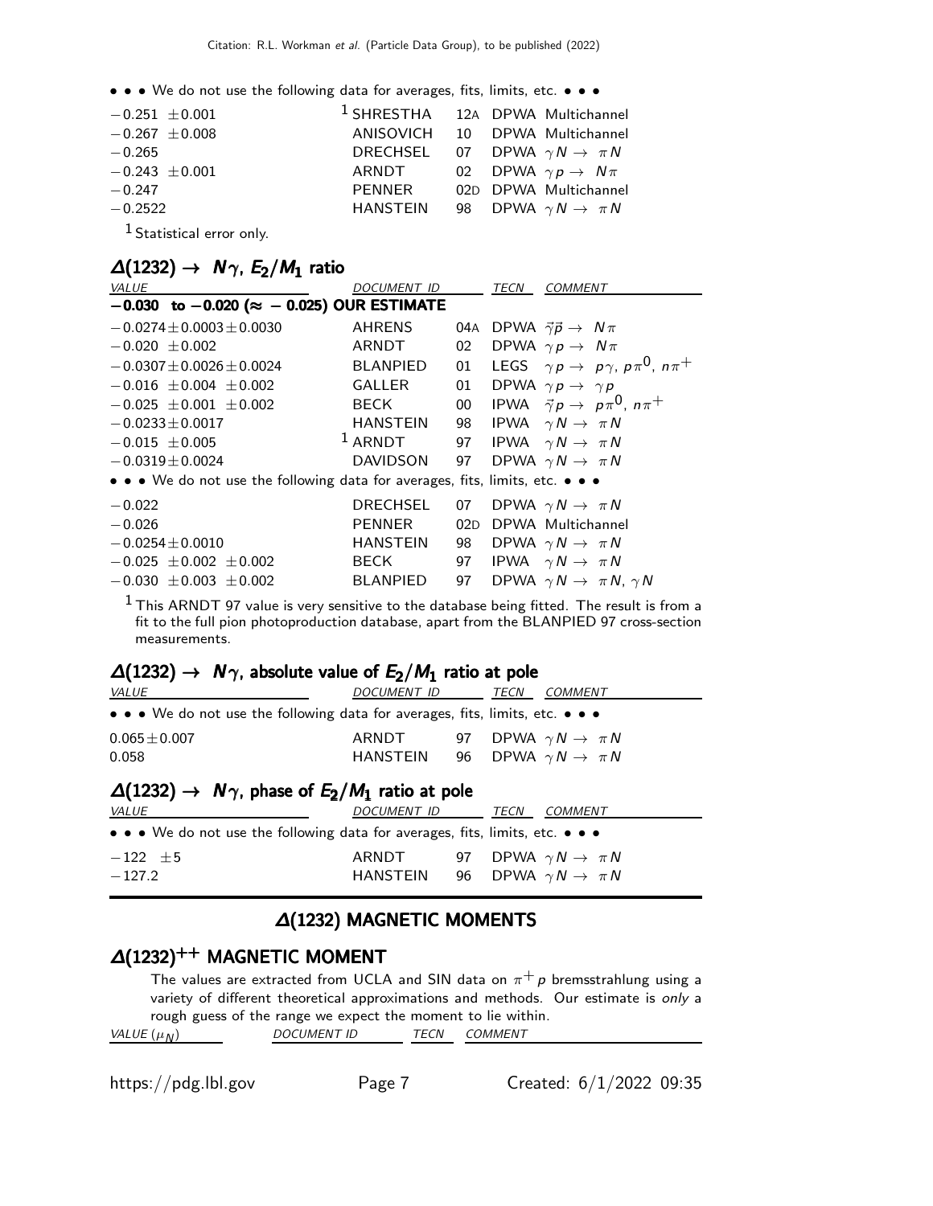• • • We do not use the following data for averages, fits, limits, etc. • • •

| VALUE | DOCUMENT ID | | TECN | COMMENT |
|---|---|---|---|---|
| $-0.251 \pm 0.001$ | [1] SHRESTHA | 12A | DPWA | Multichannel |
| $-0.267 \pm 0.008$ | ANISOVICH | 10 | DPWA | Multichannel |
| $-0.265$ | DRECHSEL | 07 | DPWA | $\gamma N \rightarrow \pi N$ |
| $-0.243 \pm 0.001$ | ARNDT | 02 | DPWA | $\gamma p \rightarrow N\pi$ |
| $-0.247$ | PENNER | 02D | DPWA | Multichannel |
| $-0.2522$ | HANSTEIN | 98 | DPWA | $\gamma N \rightarrow \pi N$ |

[1] Statistical error only.

## $\Delta(1232) \rightarrow N\gamma$, $E_2/M_1$ ratio

| VALUE | DOCUMENT ID | | TECN | COMMENT |
|---|---|---|---|---|
| **$-0.030$ to $-0.020$ ($\approx -0.025$) OUR ESTIMATE** | | | | |
| $-0.0274 \pm 0.0003 \pm 0.0030$ | AHRENS | 04A | DPWA | $\vec{\gamma}\vec{p} \rightarrow N\pi$ |
| $-0.020 \pm 0.002$ | ARNDT | 02 | DPWA | $\gamma p \rightarrow N\pi$ |
| $-0.0307 \pm 0.0026 \pm 0.0024$ | BLANPIED | 01 | LEGS | $\gamma p \rightarrow p\gamma$, $p\pi^0$, $n\pi^+$ |
| $-0.016 \pm 0.004 \pm 0.002$ | GALLER | 01 | DPWA | $\gamma p \rightarrow \gamma p$ |
| $-0.025 \pm 0.001 \pm 0.002$ | BECK | 00 | IPWA | $\vec{\gamma} p \rightarrow p\pi^0$, $n\pi^+$ |
| $-0.0233 \pm 0.0017$ | HANSTEIN | 98 | IPWA | $\gamma N \rightarrow \pi N$ |
| $-0.015 \pm 0.005$ | [1] ARNDT | 97 | IPWA | $\gamma N \rightarrow \pi N$ |
| $-0.0319 \pm 0.0024$ | DAVIDSON | 97 | DPWA | $\gamma N \rightarrow \pi N$ |
| • • • We do not use the following data for averages, fits, limits, etc. • • • | | | | |
| $-0.022$ | DRECHSEL | 07 | DPWA | $\gamma N \rightarrow \pi N$ |
| $-0.026$ | PENNER | 02D | DPWA | Multichannel |
| $-0.0254 \pm 0.0010$ | HANSTEIN | 98 | DPWA | $\gamma N \rightarrow \pi N$ |
| $-0.025 \pm 0.002 \pm 0.002$ | BECK | 97 | IPWA | $\gamma N \rightarrow \pi N$ |
| $-0.030 \pm 0.003 \pm 0.002$ | BLANPIED | 97 | DPWA | $\gamma N \rightarrow \pi N$, $\gamma N$ |

[1] This ARNDT 97 value is very sensitive to the database being fitted. The result is from a fit to the full pion photoproduction database, apart from the BLANPIED 97 cross-section measurements.

## $\Delta(1232) \rightarrow N\gamma$, absolute value of $E_2/M_1$ ratio at pole

| VALUE | DOCUMENT ID | | TECN | COMMENT |
|---|---|---|---|---|
| • • • We do not use the following data for averages, fits, limits, etc. • • • | | | | |
| $0.065 \pm 0.007$ | ARNDT | 97 | DPWA | $\gamma N \rightarrow \pi N$ |
| $0.058$ | HANSTEIN | 96 | DPWA | $\gamma N \rightarrow \pi N$ |

## $\Delta(1232) \rightarrow N\gamma$, phase of $E_2/M_1$ ratio at pole

| VALUE | DOCUMENT ID | | TECN | COMMENT |
|---|---|---|---|---|
| • • • We do not use the following data for averages, fits, limits, etc. • • • | | | | |
| $-122 \pm 5$ | ARNDT | 97 | DPWA | $\gamma N \rightarrow \pi N$ |
| $-127.2$ | HANSTEIN | 96 | DPWA | $\gamma N \rightarrow \pi N$ |

# $\Delta(1232)$ MAGNETIC MOMENTS

## $\Delta(1232)^{++}$ MAGNETIC MOMENT

The values are extracted from UCLA and SIN data on $\pi^+ p$ bremsstrahlung using a variety of different theoretical approximations and methods. Our estimate is *only* a rough guess of the range we expect the moment to lie within.

| VALUE ($\mu_N$) | DOCUMENT ID | TECN | COMMENT |
|---|---|---|---|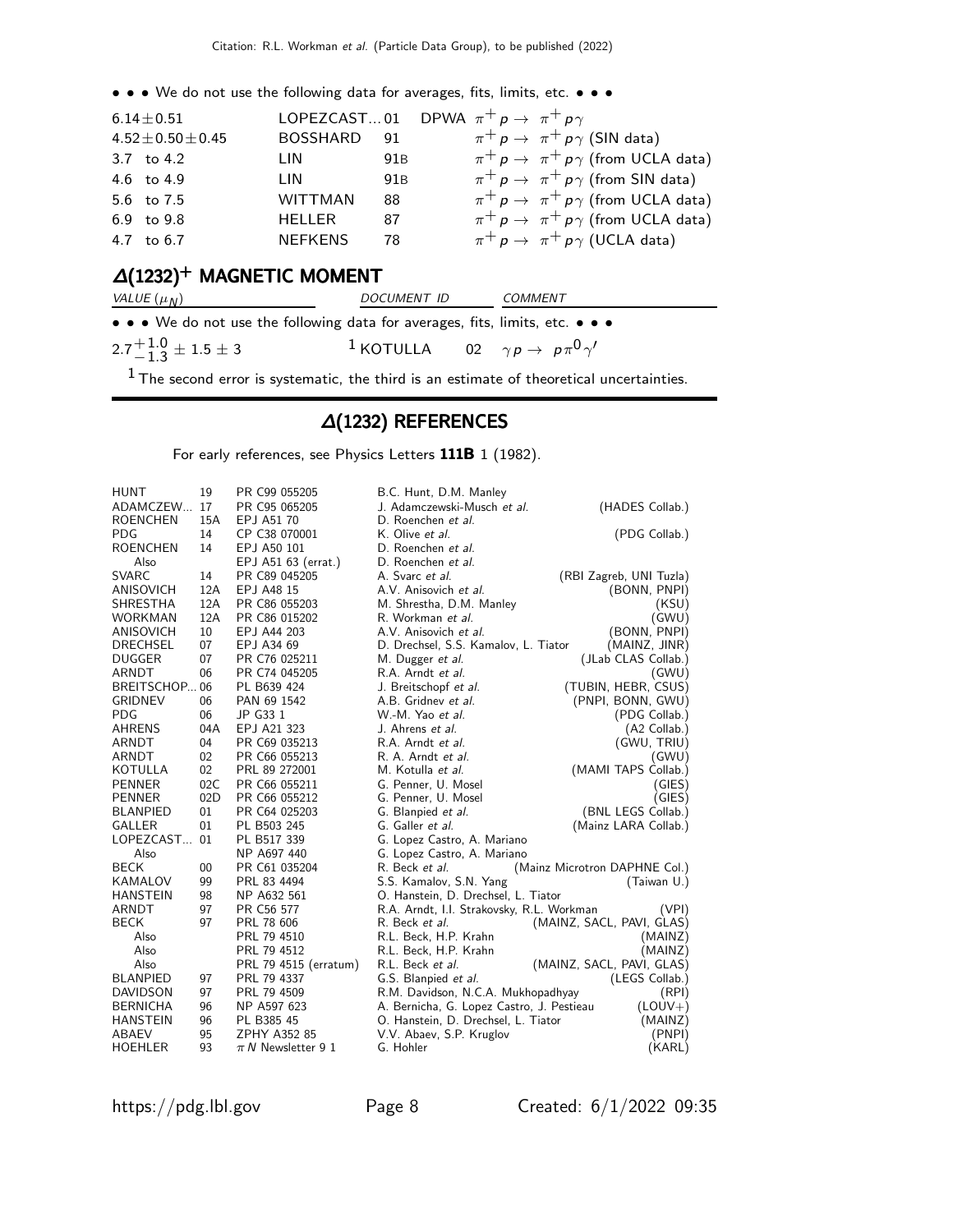• • • We do not use the following data for averages, fits, limits, etc. • • •

| | | | |
|---|---|---|---|
| $6.14\pm0.51$ | LOPEZCAST...01 | DPWA | $\pi^+ p \to \pi^+ p\gamma$ |
| $4.52\pm0.50\pm0.45$ | BOSSHARD | 91 | $\pi^+ p \to \pi^+ p\gamma$ (SIN data) |
| 3.7 to 4.2 | LIN | 91B | $\pi^+ p \to \pi^+ p\gamma$ (from UCLA data) |
| 4.6 to 4.9 | LIN | 91B | $\pi^+ p \to \pi^+ p\gamma$ (from SIN data) |
| 5.6 to 7.5 | WITTMAN | 88 | $\pi^+ p \to \pi^+ p\gamma$ (from UCLA data) |
| 6.9 to 9.8 | HELLER | 87 | $\pi^+ p \to \pi^+ p\gamma$ (from UCLA data) |
| 4.7 to 6.7 | NEFKENS | 78 | $\pi^+ p \to \pi^+ p\gamma$ (UCLA data) |

## $\Delta(1232)^+$ MAGNETIC MOMENT

| *VALUE* ($\mu_N$) | *DOCUMENT ID* | | *COMMENT* |
|---|---|---|---|
| • • • We do not use the following data for averages, fits, limits, etc. • • • | | | |
| $2.7^{+1.0}_{-1.3}\pm1.5\pm3$ | [1] KOTULLA | 02 | $\gamma p \to p\pi^0\gamma'$ |

[1] The second error is systematic, the third is an estimate of theoretical uncertainties.

## $\Delta(1232)$ REFERENCES

For early references, see Physics Letters **111B** 1 (1982).

| | | | | |
|---|---|---|---|---|
| HUNT | 19 | PR C99 055205 | B.C. Hunt, D.M. Manley | |
| ADAMCZEW... | 17 | PR C95 065205 | J. Adamczewski-Musch *et al.* | (HADES Collab.) |
| ROENCHEN | 15A | EPJ A51 70 | D. Roenchen *et al.* | |
| PDG | 14 | CP C38 070001 | K. Olive *et al.* | (PDG Collab.) |
| ROENCHEN | 14 | EPJ A50 101 | D. Roenchen *et al.* | |
| Also | | EPJ A51 63 (errat.) | D. Roenchen *et al.* | |
| SVARC | 14 | PR C89 045205 | A. Svarc *et al.* | (RBI Zagreb, UNI Tuzla) |
| ANISOVICH | 12A | EPJ A48 15 | A.V. Anisovich *et al.* | (BONN, PNPI) |
| SHRESTHA | 12A | PR C86 055203 | M. Shrestha, D.M. Manley | (KSU) |
| WORKMAN | 12A | PR C86 015202 | R. Workman *et al.* | (GWU) |
| ANISOVICH | 10 | EPJ A44 203 | A.V. Anisovich *et al.* | (BONN, PNPI) |
| DRECHSEL | 07 | EPJ A34 69 | D. Drechsel, S.S. Kamalov, L. Tiator | (MAINZ, JINR) |
| DUGGER | 07 | PR C76 025211 | M. Dugger *et al.* | (JLab CLAS Collab.) |
| ARNDT | 06 | PR C74 045205 | R.A. Arndt *et al.* | (GWU) |
| BREITSCHOP... | 06 | PL B639 424 | J. Breitschopf *et al.* | (TUBIN, HEBR, CSUS) |
| GRIDNEV | 06 | PAN 69 1542 | A.B. Gridnev *et al.* | (PNPI, BONN, GWU) |
| PDG | 06 | JP G33 1 | W.-M. Yao *et al.* | (PDG Collab.) |
| AHRENS | 04A | EPJ A21 323 | J. Ahrens *et al.* | (A2 Collab.) |
| ARNDT | 04 | PR C69 035213 | R.A. Arndt *et al.* | (GWU, TRIU) |
| ARNDT | 02 | PR C66 055213 | R. A. Arndt *et al.* | (GWU) |
| KOTULLA | 02 | PRL 89 272001 | M. Kotulla *et al.* | (MAMI TAPS Collab.) |
| PENNER | 02C | PR C66 055211 | G. Penner, U. Mosel | (GIES) |
| PENNER | 02D | PR C66 055212 | G. Penner, U. Mosel | (GIES) |
| BLANPIED | 01 | PR C64 025203 | G. Blanpied *et al.* | (BNL LEGS Collab.) |
| GALLER | 01 | PL B503 245 | G. Galler *et al.* | (Mainz LARA Collab.) |
| LOPEZCAST... | 01 | PL B517 339 | G. Lopez Castro, A. Mariano | |
| Also | | NP A697 440 | G. Lopez Castro, A. Mariano | |
| BECK | 00 | PR C61 035204 | R. Beck *et al.* | (Mainz Microtron DAPHNE Col.) |
| KAMALOV | 99 | PRL 83 4494 | S.S. Kamalov, S.N. Yang | (Taiwan U.) |
| HANSTEIN | 98 | NP A632 561 | O. Hanstein, D. Drechsel, L. Tiator | |
| ARNDT | 97 | PR C56 577 | R.A. Arndt, I.I. Strakovsky, R.L. Workman | (VPI) |
| BECK | 97 | PRL 78 606 | R. Beck *et al.* | (MAINZ, SACL, PAVI, GLAS) |
| Also | | PRL 79 4510 | R.L. Beck, H.P. Krahn | (MAINZ) |
| Also | | PRL 79 4512 | R.L. Beck, H.P. Krahn | (MAINZ) |
| Also | | PRL 79 4515 (erratum) | R.L. Beck *et al.* | (MAINZ, SACL, PAVI, GLAS) |
| BLANPIED | 97 | PRL 79 4337 | G.S. Blanpied *et al.* | (LEGS Collab.) |
| DAVIDSON | 97 | PRL 79 4509 | R.M. Davidson, N.C.A. Mukhopadhyay | (RPI) |
| BERNICHA | 96 | NP A597 623 | A. Bernicha, G. Lopez Castro, J. Pestieau | (LOUV+) |
| HANSTEIN | 96 | PL B385 45 | O. Hanstein, D. Drechsel, L. Tiator | (MAINZ) |
| ABAEV | 95 | ZPHY A352 85 | V.V. Abaev, S.P. Kruglov | (PNPI) |
| HOEHLER | 93 | $\pi N$ Newsletter 9 1 | G. Hohler | (KARL) |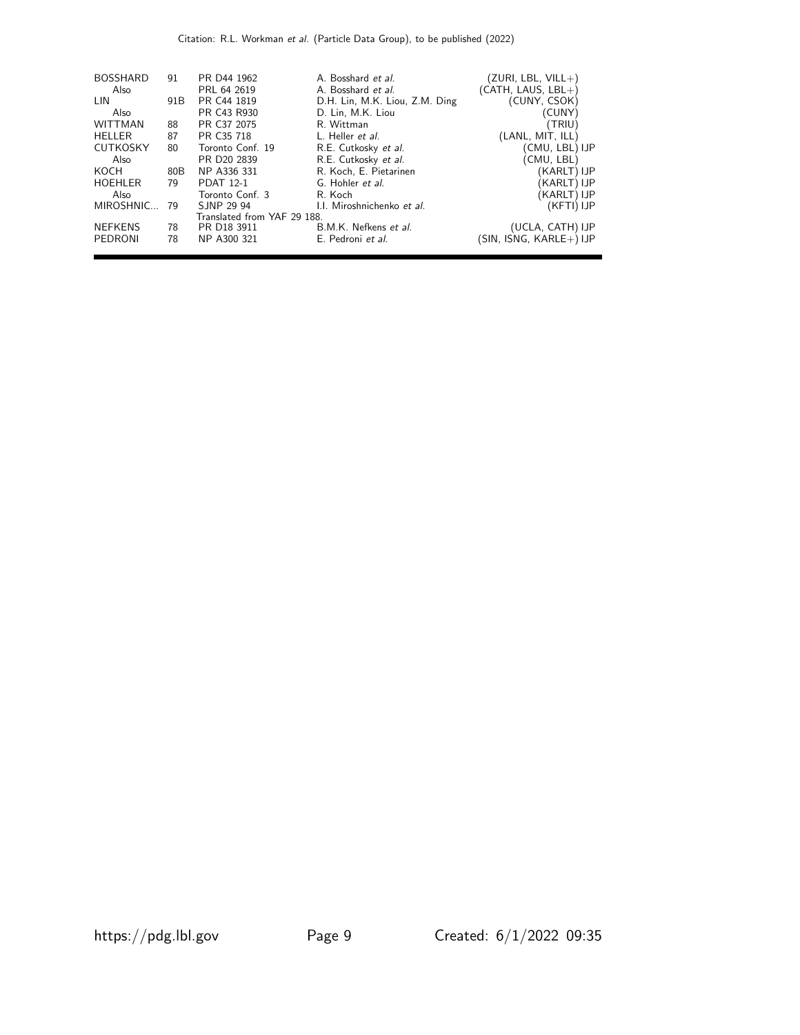| | | | | |
|---|---|---|---|---|
| BOSSHARD | 91 | PR D44 1962 | A. Bosshard *et al.* | (ZURI, LBL, VILL+) |
| Also | | PRL 64 2619 | A. Bosshard *et al.* | (CATH, LAUS, LBL+) |
| LIN | 91B | PR C44 1819 | D.H. Lin, M.K. Liou, Z.M. Ding | (CUNY, CSOK) |
| Also | | PR C43 R930 | D. Lin, M.K. Liou | (CUNY) |
| WITTMAN | 88 | PR C37 2075 | R. Wittman | (TRIU) |
| HELLER | 87 | PR C35 718 | L. Heller *et al.* | (LANL, MIT, ILL) |
| CUTKOSKY | 80 | Toronto Conf. 19 | R.E. Cutkosky *et al.* | (CMU, LBL) IJP |
| Also | | PR D20 2839 | R.E. Cutkosky *et al.* | (CMU, LBL) |
| KOCH | 80B | NP A336 331 | R. Koch, E. Pietarinen | (KARLT) IJP |
| HOEHLER | 79 | PDAT 12-1 | G. Hohler *et al.* | (KARLT) IJP |
| Also | | Toronto Conf. 3 | R. Koch | (KARLT) IJP |
| MIROSHNIC... | 79 | SJNP 29 94 | I.I. Miroshnichenko *et al.* | (KFTI) IJP |
| | | Translated from YAF 29 188. | | |
| NEFKENS | 78 | PR D18 3911 | B.M.K. Nefkens *et al.* | (UCLA, CATH) IJP |
| PEDRONI | 78 | NP A300 321 | E. Pedroni *et al.* | (SIN, ISNG, KARLE+) IJP |